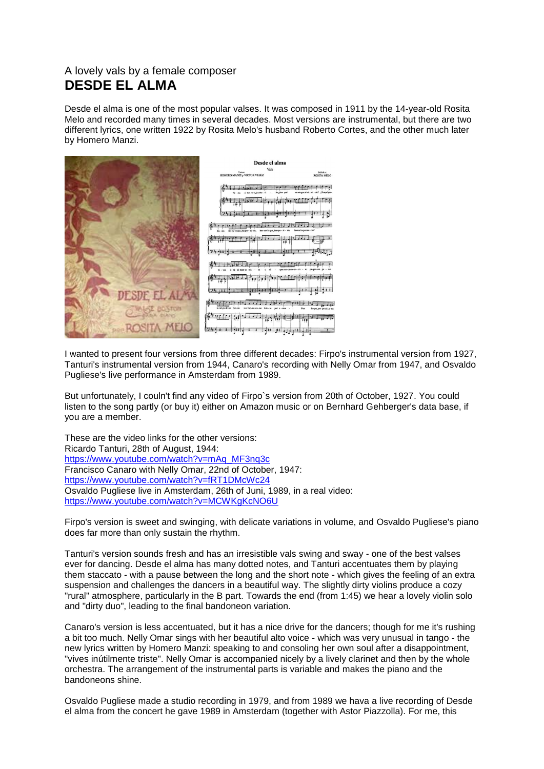A lovely vals by a female composer

# DESDE EL ALMA

Desde el alma is one of the most popular valses. It was composed in 1911 by the 14-year-old Rosita Melo and recorded many times in several decades. Most versions are instrumental, but there are two different lyrics, one written 1922 by Rosita Melo's husband Roberto Cortes, and the other much later by Homero Manzi.

I wanted to present four versions from three different decades: Firpo's instrumental version from 1927, Tanturi's instrumental version from 1944, Canaro's recording with Nelly Omar from 1947, and Osvaldo Pugliese's live performance in Amsterdam from 1989.

But unfortunately, I couln't find any video of Firpo`s version from 20th of October, 1927. You could listen to the song partly (or buy it) either on Amazon music or on Bernhard Gehberger's data base, if you are a member.

These are the video links for the other versions:
Ricardo Tanturi, 28th of August, 1944:
https://www.youtube.com/watch?v=mAq_MF3nq3c
Francisco Canaro with Nelly Omar, 22nd of October, 1947:
https://www.youtube.com/watch?v=fRT1DMcWc24
Osvaldo Pugliese live in Amsterdam, 26th of Juni, 1989, in a real video:
https://www.youtube.com/watch?v=MCWKgKcNO6U

Firpo's version is sweet and swinging, with delicate variations in volume, and Osvaldo Pugliese's piano does far more than only sustain the rhythm.

Tanturi's version sounds fresh and has an irresistible vals swing and sway - one of the best valses ever for dancing. Desde el alma has many dotted notes, and Tanturi accentuates them by playing them staccato - with a pause between the long and the short note - which gives the feeling of an extra suspension and challenges the dancers in a beautiful way. The slightly dirty violins produce a cozy "rural" atmosphere, particularly in the B part. Towards the end (from 1:45) we hear a lovely violin solo and "dirty duo", leading to the final bandoneon variation.

Canaro's version is less accentuated, but it has a nice drive for the dancers; though for me it's rushing a bit too much. Nelly Omar sings with her beautiful alto voice - which was very unusual in tango - the new lyrics written by Homero Manzi: speaking to and consoling her own soul after a disappointment, "vives inútilmente triste". Nelly Omar is accompanied nicely by a lively clarinet and then by the whole orchestra. The arrangement of the instrumental parts is variable and makes the piano and the bandoneons shine.

Osvaldo Pugliese made a studio recording in 1979, and from 1989 we hava a live recording of Desde el alma from the concert he gave 1989 in Amsterdam (together with Astor Piazzolla). For me, this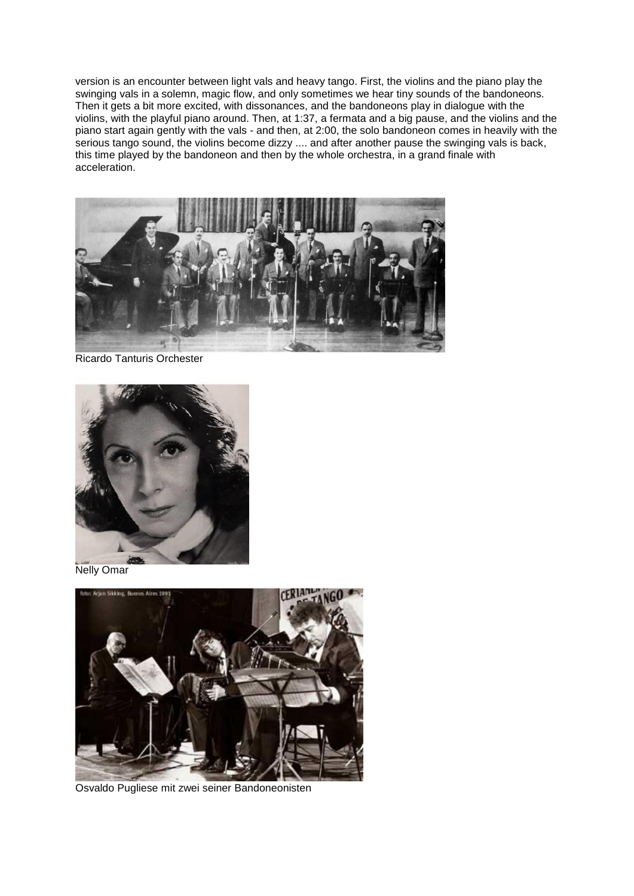version is an encounter between light vals and heavy tango. First, the violins and the piano play the swinging vals in a solemn, magic flow, and only sometimes we hear tiny sounds of the bandoneons. Then it gets a bit more excited, with dissonances, and the bandoneons play in dialogue with the violins, with the playful piano around. Then, at 1:37, a fermata and a big pause, and the violins and the piano start again gently with the vals - and then, at 2:00, the solo bandoneon comes in heavily with the serious tango sound, the violins become dizzy .... and after another pause the swinging vals is back, this time played by the bandoneon and then by the whole orchestra, in a grand finale with acceleration.

Ricardo Tanturis Orchester

Nelly Omar

Osvaldo Pugliese mit zwei seiner Bandoneonisten